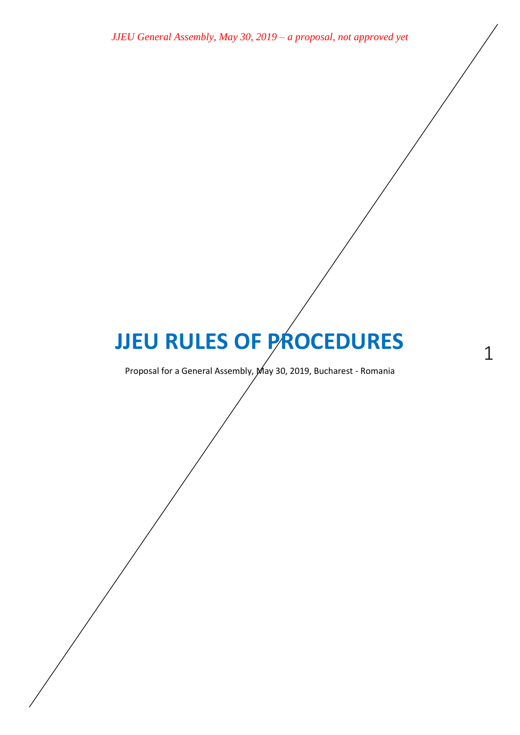*JJEU General Assembly, May 30, 2019 – a proposal, not approved yet*

# JJEU RULES OF PROCEDURES

Proposal for a General Assembly, May 30, 2019, Bucharest - Romania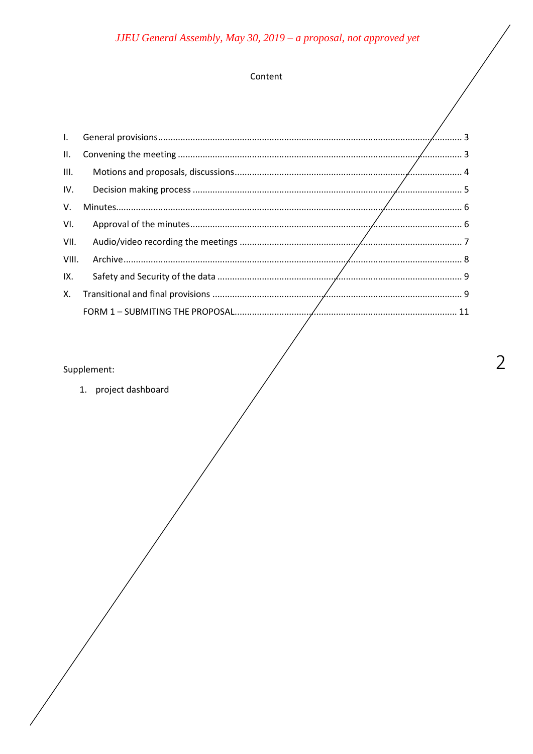*JJEU General Assembly, May 30, 2019 – a proposal, not approved yet*

Content

I. General provisions ..... 3
II. Convening the meeting ..... 3
III. Motions and proposals, discussions ..... 4
IV. Decision making process ..... 5
V. Minutes ..... 6
VI. Approval of the minutes ..... 6
VII. Audio/video recording the meetings ..... 7
VIII. Archive ..... 8
IX. Safety and Security of the data ..... 9
X. Transitional and final provisions ..... 9
FORM 1 – SUBMITING THE PROPOSAL ..... 11

Supplement:

1. project dashboard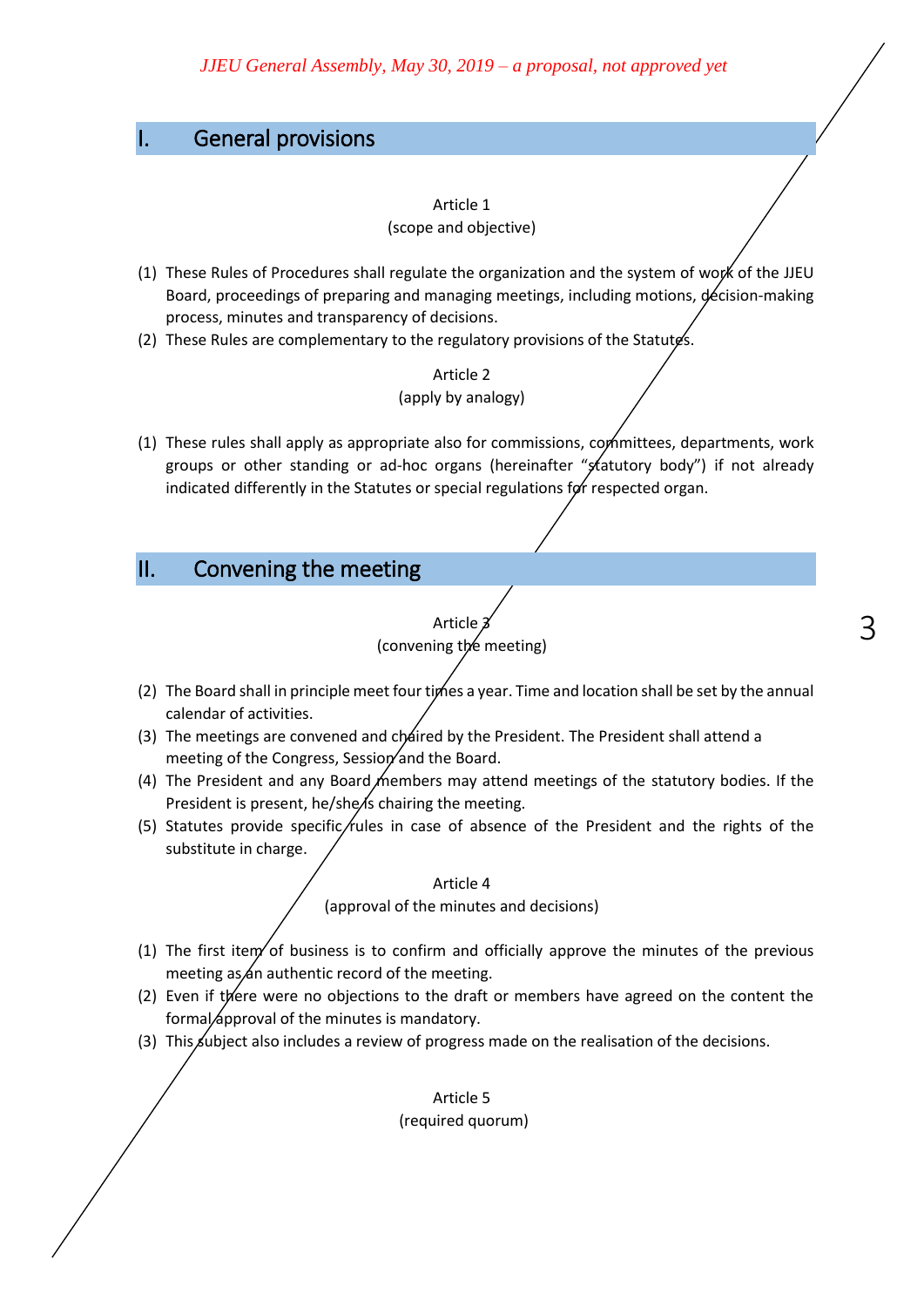*JJEU General Assembly, May 30, 2019 – a proposal, not approved yet*

## I. General provisions

Article 1
(scope and objective)

(1) These Rules of Procedures shall regulate the organization and the system of work of the JJEU Board, proceedings of preparing and managing meetings, including motions, decision-making process, minutes and transparency of decisions.
(2) These Rules are complementary to the regulatory provisions of the Statutes.

Article 2
(apply by analogy)

(1) These rules shall apply as appropriate also for commissions, committees, departments, work groups or other standing or ad-hoc organs (hereinafter "statutory body") if not already indicated differently in the Statutes or special regulations for respected organ.

## II. Convening the meeting

Article 3
(convening the meeting)

(2) The Board shall in principle meet four times a year. Time and location shall be set by the annual calendar of activities.
(3) The meetings are convened and chaired by the President. The President shall attend a meeting of the Congress, Session and the Board.
(4) The President and any Board members may attend meetings of the statutory bodies. If the President is present, he/she is chairing the meeting.
(5) Statutes provide specific rules in case of absence of the President and the rights of the substitute in charge.

Article 4
(approval of the minutes and decisions)

(1) The first item of business is to confirm and officially approve the minutes of the previous meeting as an authentic record of the meeting.
(2) Even if there were no objections to the draft or members have agreed on the content the formal approval of the minutes is mandatory.
(3) This subject also includes a review of progress made on the realisation of the decisions.

Article 5
(required quorum)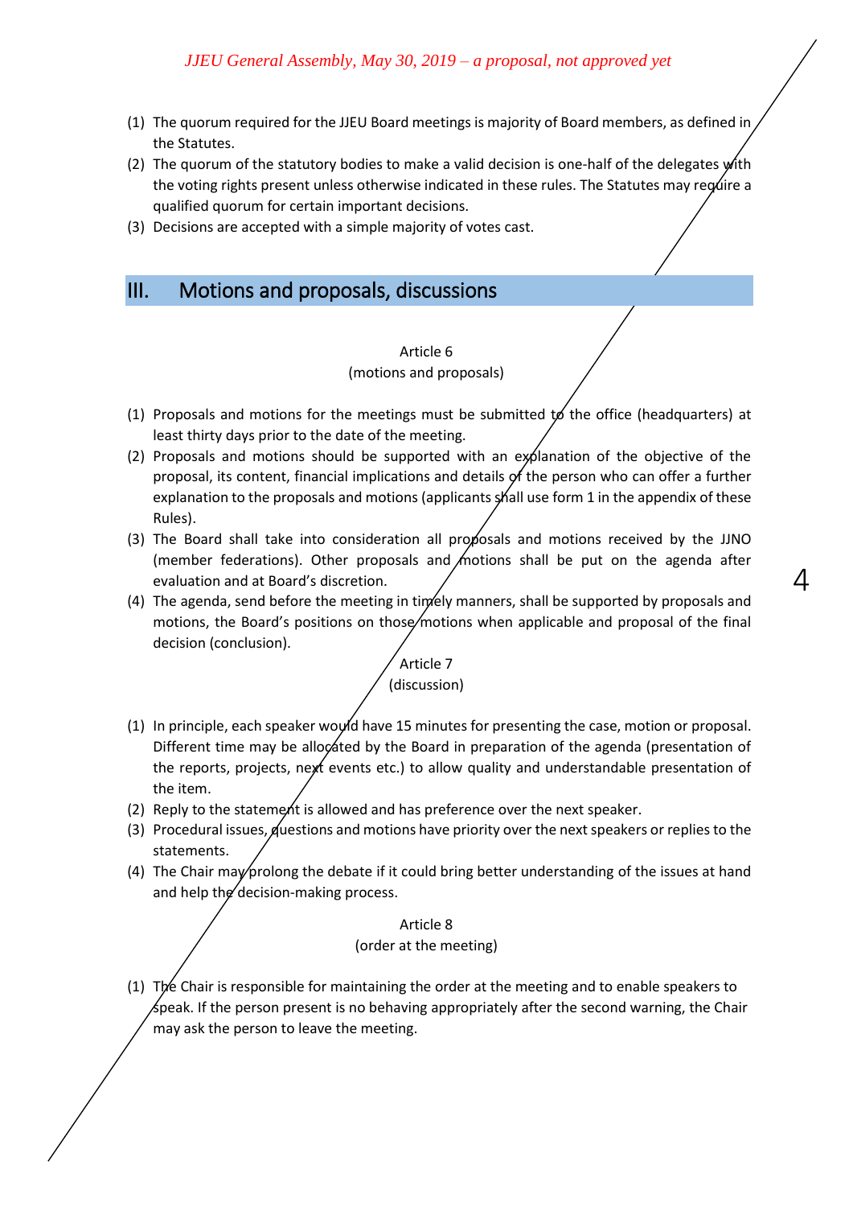*JJEU General Assembly, May 30, 2019 – a proposal, not approved yet*

(1) The quorum required for the JJEU Board meetings is majority of Board members, as defined in the Statutes.
(2) The quorum of the statutory bodies to make a valid decision is one-half of the delegates with the voting rights present unless otherwise indicated in these rules. The Statutes may require a qualified quorum for certain important decisions.
(3) Decisions are accepted with a simple majority of votes cast.

## III. Motions and proposals, discussions

Article 6
(motions and proposals)

(1) Proposals and motions for the meetings must be submitted to the office (headquarters) at least thirty days prior to the date of the meeting.
(2) Proposals and motions should be supported with an explanation of the objective of the proposal, its content, financial implications and details of the person who can offer a further explanation to the proposals and motions (applicants shall use form 1 in the appendix of these Rules).
(3) The Board shall take into consideration all proposals and motions received by the JJNO (member federations). Other proposals and motions shall be put on the agenda after evaluation and at Board's discretion.
(4) The agenda, send before the meeting in timely manners, shall be supported by proposals and motions, the Board's positions on those motions when applicable and proposal of the final decision (conclusion).

Article 7
(discussion)

(1) In principle, each speaker would have 15 minutes for presenting the case, motion or proposal. Different time may be allocated by the Board in preparation of the agenda (presentation of the reports, projects, next events etc.) to allow quality and understandable presentation of the item.
(2) Reply to the statement is allowed and has preference over the next speaker.
(3) Procedural issues, questions and motions have priority over the next speakers or replies to the statements.
(4) The Chair may prolong the debate if it could bring better understanding of the issues at hand and help the decision-making process.

Article 8
(order at the meeting)

(1) The Chair is responsible for maintaining the order at the meeting and to enable speakers to speak. If the person present is no behaving appropriately after the second warning, the Chair may ask the person to leave the meeting.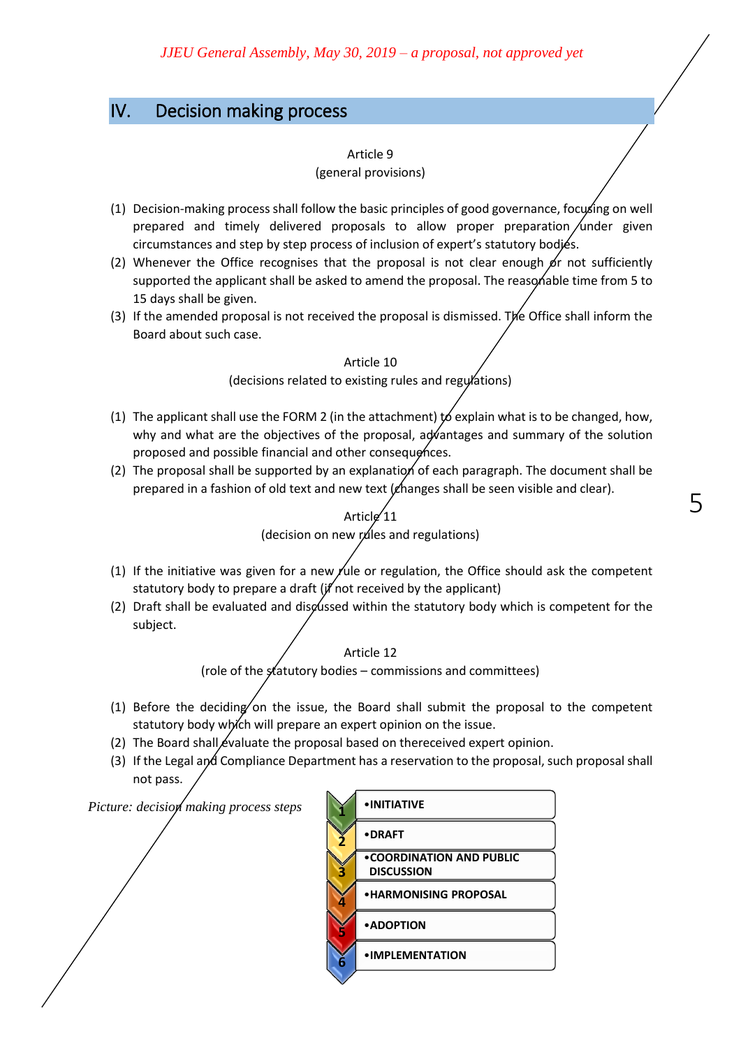*JJEU General Assembly, May 30, 2019 – a proposal, not approved yet*

## IV. Decision making process

Article 9
(general provisions)

(1) Decision-making process shall follow the basic principles of good governance, focusing on well prepared and timely delivered proposals to allow proper preparation under given circumstances and step by step process of inclusion of expert's statutory bodies.
(2) Whenever the Office recognises that the proposal is not clear enough or not sufficiently supported the applicant shall be asked to amend the proposal. The reasonable time from 5 to 15 days shall be given.
(3) If the amended proposal is not received the proposal is dismissed. The Office shall inform the Board about such case.

Article 10
(decisions related to existing rules and regulations)

(1) The applicant shall use the FORM 2 (in the attachment) to explain what is to be changed, how, why and what are the objectives of the proposal, advantages and summary of the solution proposed and possible financial and other consequences.
(2) The proposal shall be supported by an explanation of each paragraph. The document shall be prepared in a fashion of old text and new text (changes shall be seen visible and clear).

Article 11
(decision on new rules and regulations)

(1) If the initiative was given for a new rule or regulation, the Office should ask the competent statutory body to prepare a draft (if not received by the applicant)
(2) Draft shall be evaluated and discussed within the statutory body which is competent for the subject.

Article 12
(role of the statutory bodies – commissions and committees)

(1) Before the deciding on the issue, the Board shall submit the proposal to the competent statutory body which will prepare an expert opinion on the issue.
(2) The Board shall evaluate the proposal based on thereceived expert opinion.
(3) If the Legal and Compliance Department has a reservation to the proposal, such proposal shall not pass.

*Picture: decision making process steps*

1. INITIATIVE
2. DRAFT
3. COORDINATION AND PUBLIC DISCUSSION
4. HARMONISING PROPOSAL
5. ADOPTION
6. IMPLEMENTATION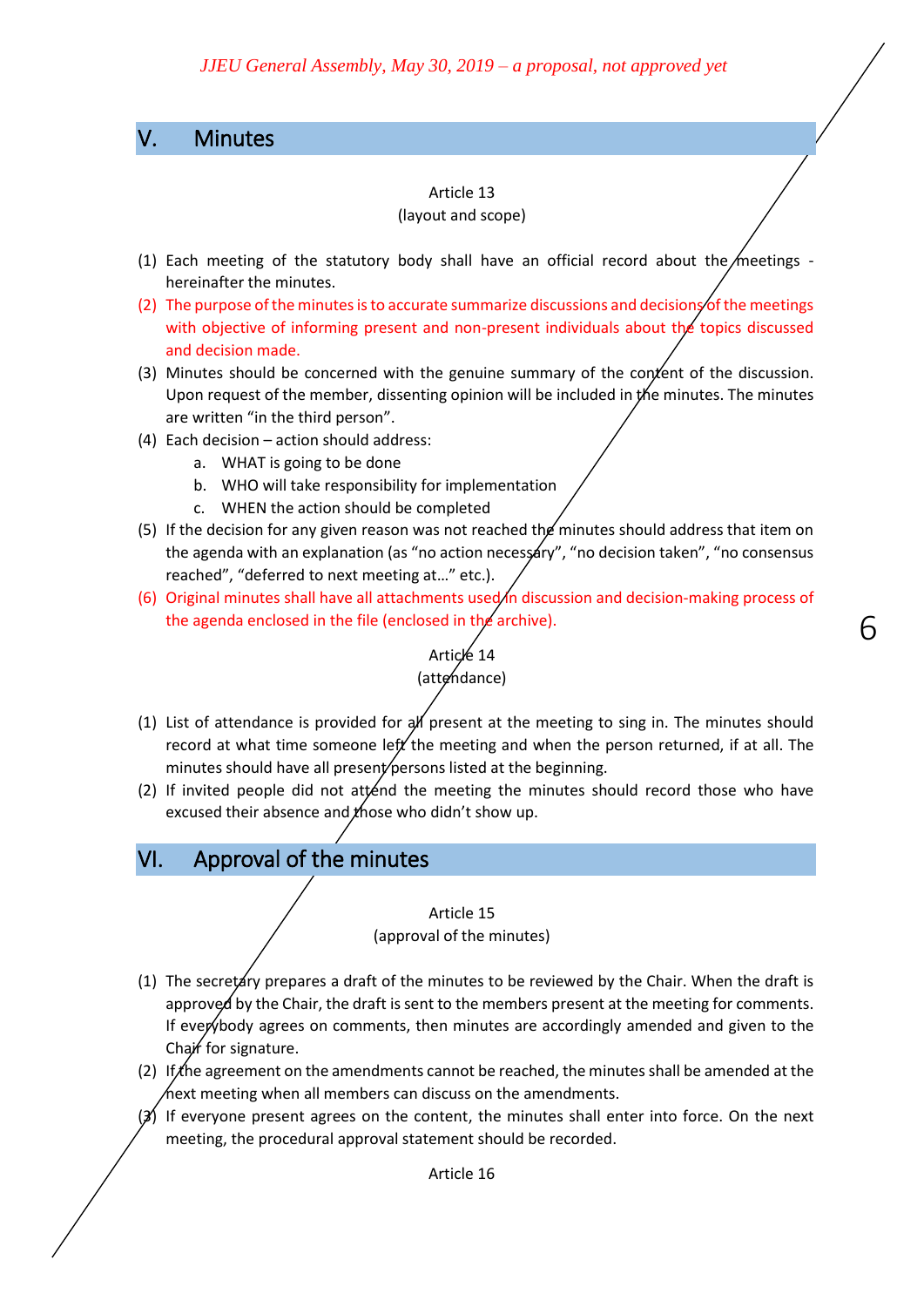*JJEU General Assembly, May 30, 2019 – a proposal, not approved yet*

## V. Minutes

Article 13
(layout and scope)

(1) Each meeting of the statutory body shall have an official record about the meetings - hereinafter the minutes.
(2) The purpose of the minutes is to accurate summarize discussions and decisions of the meetings with objective of informing present and non-present individuals about the topics discussed and decision made.
(3) Minutes should be concerned with the genuine summary of the content of the discussion. Upon request of the member, dissenting opinion will be included in the minutes. The minutes are written "in the third person".
(4) Each decision – action should address:
    a. WHAT is going to be done
    b. WHO will take responsibility for implementation
    c. WHEN the action should be completed
(5) If the decision for any given reason was not reached the minutes should address that item on the agenda with an explanation (as "no action necessary", "no decision taken", "no consensus reached", "deferred to next meeting at…" etc.).
(6) Original minutes shall have all attachments used in discussion and decision-making process of the agenda enclosed in the file (enclosed in the archive).

Article 14
(attendance)

(1) List of attendance is provided for all present at the meeting to sing in. The minutes should record at what time someone left the meeting and when the person returned, if at all. The minutes should have all present persons listed at the beginning.
(2) If invited people did not attend the meeting the minutes should record those who have excused their absence and those who didn't show up.

## VI. Approval of the minutes

Article 15
(approval of the minutes)

(1) The secretary prepares a draft of the minutes to be reviewed by the Chair. When the draft is approved by the Chair, the draft is sent to the members present at the meeting for comments. If everybody agrees on comments, then minutes are accordingly amended and given to the Chair for signature.
(2) If the agreement on the amendments cannot be reached, the minutes shall be amended at the next meeting when all members can discuss on the amendments.
(3) If everyone present agrees on the content, the minutes shall enter into force. On the next meeting, the procedural approval statement should be recorded.

Article 16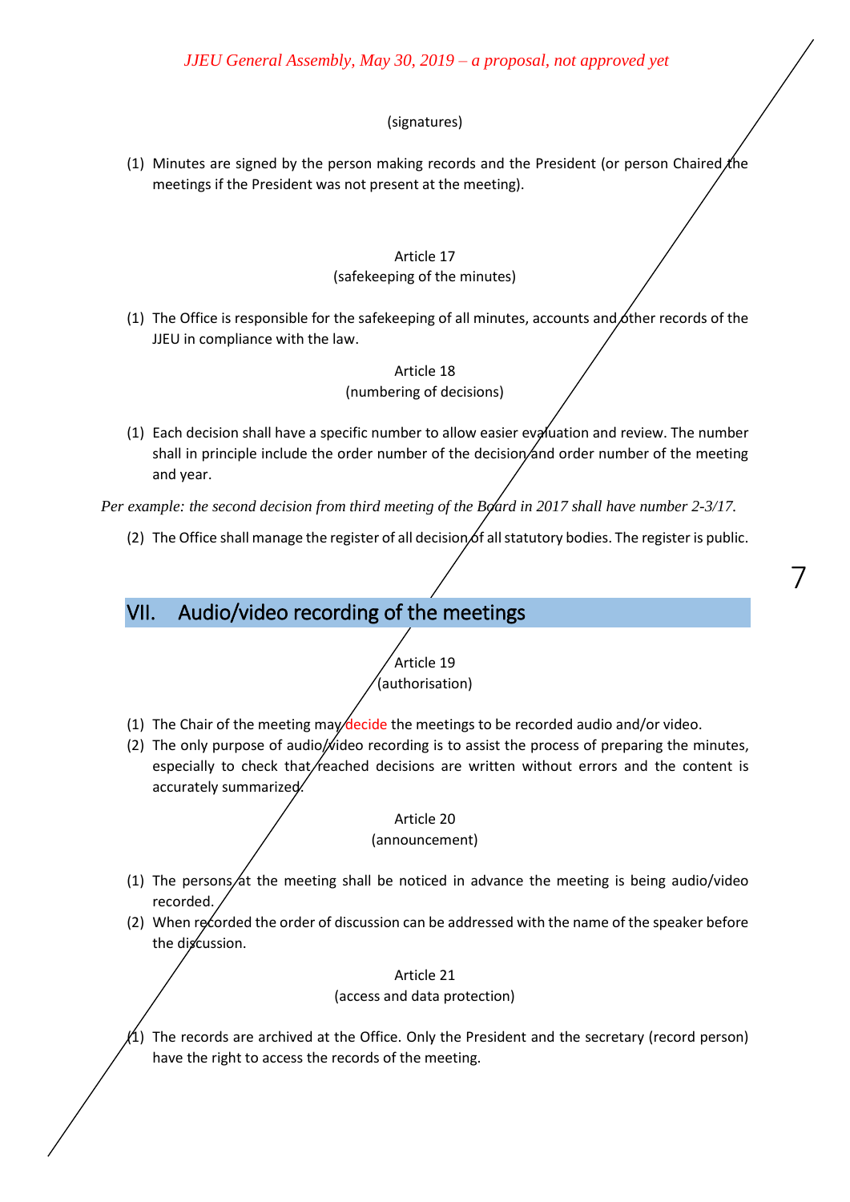(signatures)

(1) Minutes are signed by the person making records and the President (or person Chaired the meetings if the President was not present at the meeting).

Article 17
(safekeeping of the minutes)

(1) The Office is responsible for the safekeeping of all minutes, accounts and other records of the JJEU in compliance with the law.

Article 18
(numbering of decisions)

(1) Each decision shall have a specific number to allow easier evaluation and review. The number shall in principle include the order number of the decision and order number of the meeting and year.

*Per example: the second decision from third meeting of the Board in 2017 shall have number 2-3/17.*

(2) The Office shall manage the register of all decision of all statutory bodies. The register is public.

## VII. Audio/video recording of the meetings

Article 19
(authorisation)

(1) The Chair of the meeting may decide the meetings to be recorded audio and/or video.
(2) The only purpose of audio/video recording is to assist the process of preparing the minutes, especially to check that reached decisions are written without errors and the content is accurately summarized.

Article 20
(announcement)

(1) The persons at the meeting shall be noticed in advance the meeting is being audio/video recorded.
(2) When recorded the order of discussion can be addressed with the name of the speaker before the discussion.

Article 21
(access and data protection)

(1) The records are archived at the Office. Only the President and the secretary (record person) have the right to access the records of the meeting.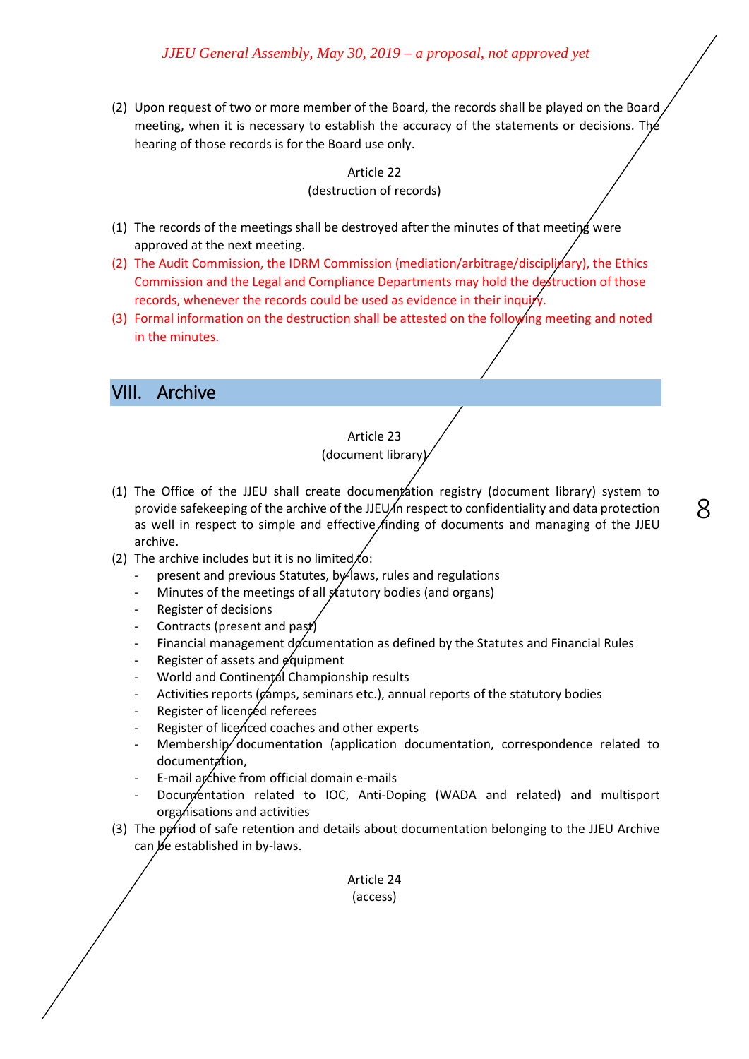*JJEU General Assembly, May 30, 2019 – a proposal, not approved yet*

(2) Upon request of two or more member of the Board, the records shall be played on the Board meeting, when it is necessary to establish the accuracy of the statements or decisions. The hearing of those records is for the Board use only.

Article 22
(destruction of records)

(1) The records of the meetings shall be destroyed after the minutes of that meeting were approved at the next meeting.
(2) The Audit Commission, the IDRM Commission (mediation/arbitrage/disciplinary), the Ethics Commission and the Legal and Compliance Departments may hold the destruction of those records, whenever the records could be used as evidence in their inquiry.
(3) Formal information on the destruction shall be attested on the following meeting and noted in the minutes.

## VIII. Archive

Article 23
(document library)

(1) The Office of the JJEU shall create documentation registry (document library) system to provide safekeeping of the archive of the JJEU in respect to confidentiality and data protection as well in respect to simple and effective finding of documents and managing of the JJEU archive.
(2) The archive includes but it is no limited to:
    - present and previous Statutes, by-laws, rules and regulations
    - Minutes of the meetings of all statutory bodies (and organs)
    - Register of decisions
    - Contracts (present and past)
    - Financial management documentation as defined by the Statutes and Financial Rules
    - Register of assets and equipment
    - World and Continental Championship results
    - Activities reports (camps, seminars etc.), annual reports of the statutory bodies
    - Register of licenced referees
    - Register of licenced coaches and other experts
    - Membership documentation (application documentation, correspondence related to documentation,
    - E-mail archive from official domain e-mails
    - Documentation related to IOC, Anti-Doping (WADA and related) and multisport organisations and activities
(3) The period of safe retention and details about documentation belonging to the JJEU Archive can be established in by-laws.

Article 24
(access)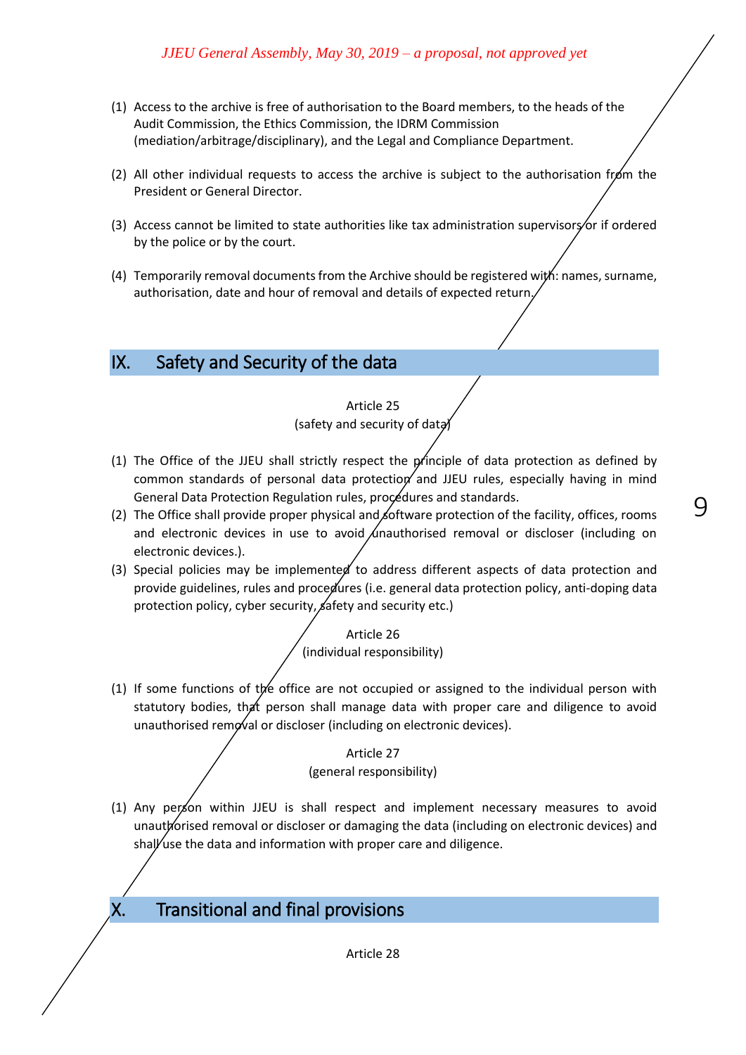*JJEU General Assembly, May 30, 2019 – a proposal, not approved yet*

(1) Access to the archive is free of authorisation to the Board members, to the heads of the Audit Commission, the Ethics Commission, the IDRM Commission (mediation/arbitrage/disciplinary), and the Legal and Compliance Department.

(2) All other individual requests to access the archive is subject to the authorisation from the President or General Director.

(3) Access cannot be limited to state authorities like tax administration supervisors or if ordered by the police or by the court.

(4) Temporarily removal documents from the Archive should be registered with: names, surname, authorisation, date and hour of removal and details of expected return.

## IX. Safety and Security of the data

Article 25
(safety and security of data)

(1) The Office of the JJEU shall strictly respect the principle of data protection as defined by common standards of personal data protection and JJEU rules, especially having in mind General Data Protection Regulation rules, procedures and standards.
(2) The Office shall provide proper physical and software protection of the facility, offices, rooms and electronic devices in use to avoid unauthorised removal or discloser (including on electronic devices.).
(3) Special policies may be implemented to address different aspects of data protection and provide guidelines, rules and procedures (i.e. general data protection policy, anti-doping data protection policy, cyber security, safety and security etc.)

Article 26
(individual responsibility)

(1) If some functions of the office are not occupied or assigned to the individual person with statutory bodies, that person shall manage data with proper care and diligence to avoid unauthorised removal or discloser (including on electronic devices).

Article 27
(general responsibility)

(1) Any person within JJEU is shall respect and implement necessary measures to avoid unauthorised removal or discloser or damaging the data (including on electronic devices) and shall use the data and information with proper care and diligence.

## X. Transitional and final provisions

Article 28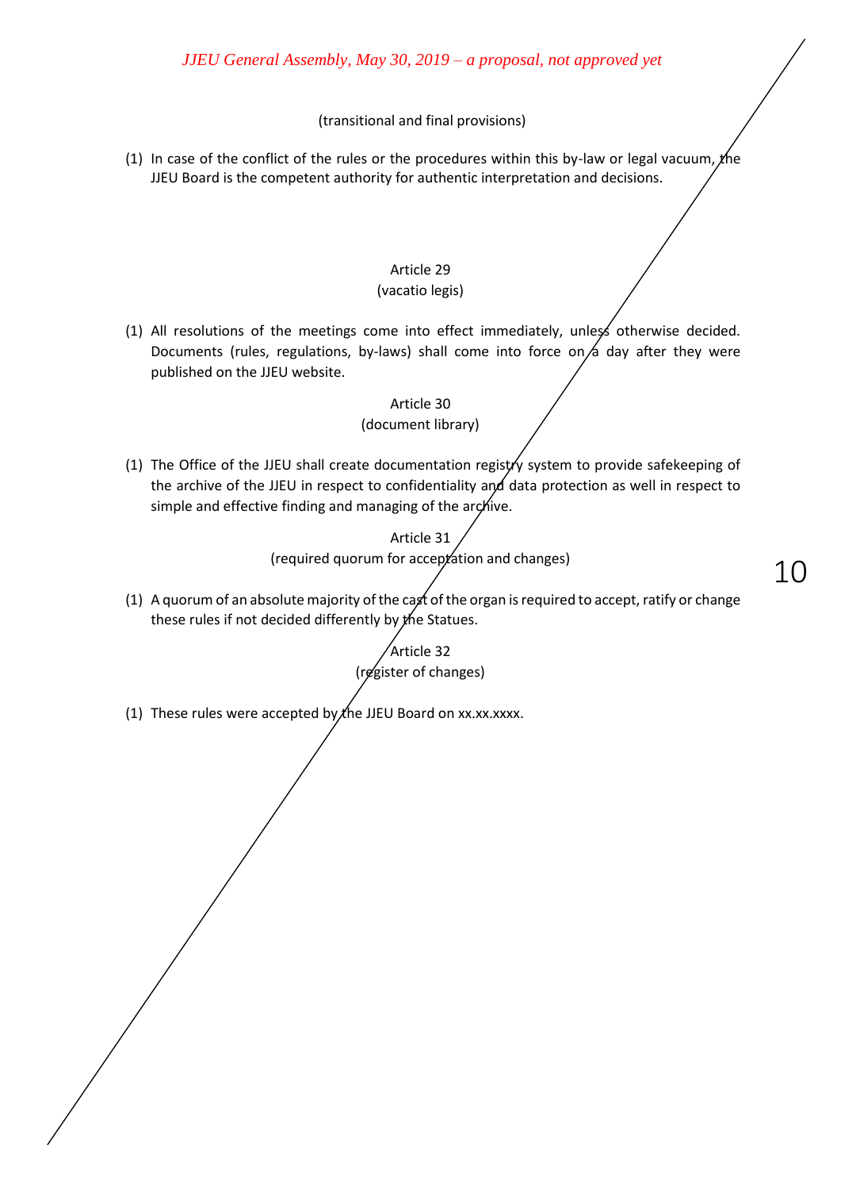*JJEU General Assembly, May 30, 2019 – a proposal, not approved yet*

(transitional and final provisions)

(1) In case of the conflict of the rules or the procedures within this by-law or legal vacuum, the JJEU Board is the competent authority for authentic interpretation and decisions.

### Article 29
(vacatio legis)

(1) All resolutions of the meetings come into effect immediately, unless otherwise decided. Documents (rules, regulations, by-laws) shall come into force on a day after they were published on the JJEU website.

### Article 30
(document library)

(1) The Office of the JJEU shall create documentation registry system to provide safekeeping of the archive of the JJEU in respect to confidentiality and data protection as well in respect to simple and effective finding and managing of the archive.

### Article 31
(required quorum for acceptation and changes)

(1) A quorum of an absolute majority of the cast of the organ is required to accept, ratify or change these rules if not decided differently by the Statues.

### Article 32
(register of changes)

(1) These rules were accepted by the JJEU Board on xx.xx.xxxx.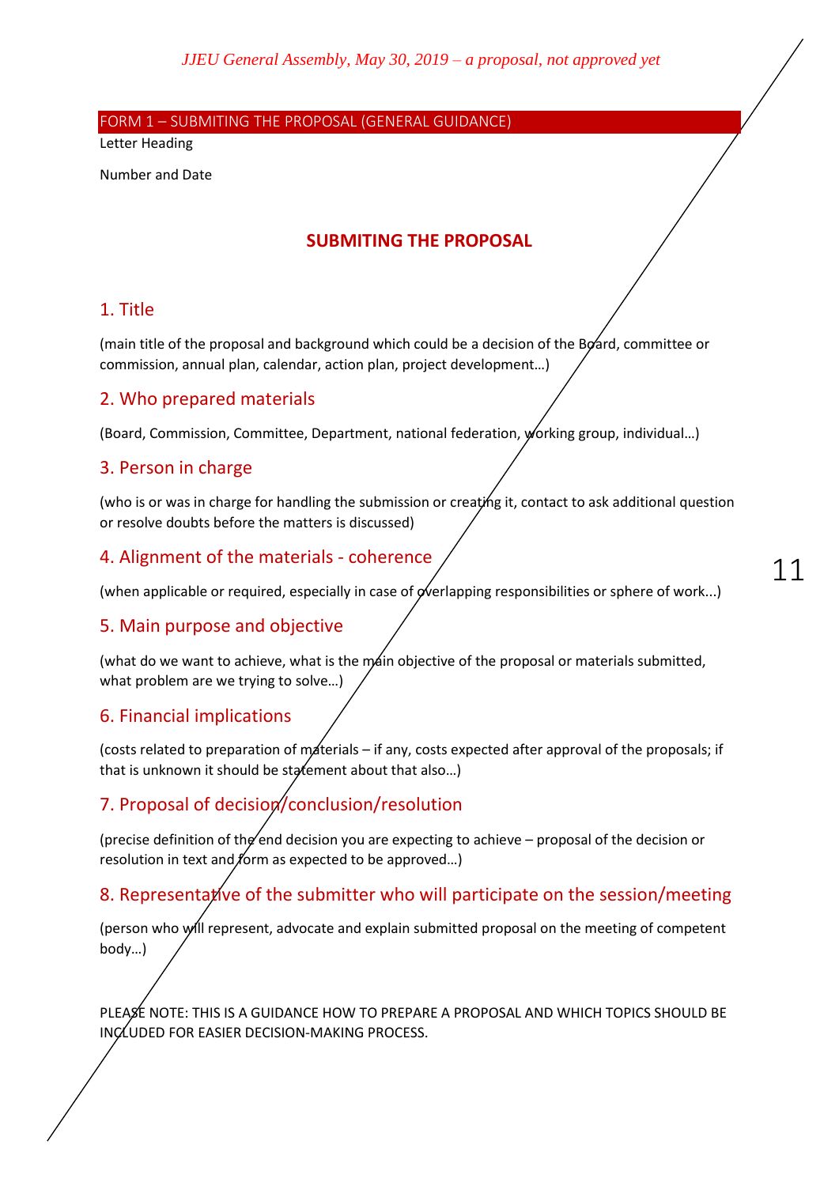*JJEU General Assembly, May 30, 2019 – a proposal, not approved yet*

FORM 1 – SUBMITING THE PROPOSAL (GENERAL GUIDANCE)

Letter Heading

Number and Date

# SUBMITING THE PROPOSAL

## 1. Title

(main title of the proposal and background which could be a decision of the Board, committee or commission, annual plan, calendar, action plan, project development…)

## 2. Who prepared materials

(Board, Commission, Committee, Department, national federation, working group, individual…)

## 3. Person in charge

(who is or was in charge for handling the submission or creating it, contact to ask additional question or resolve doubts before the matters is discussed)

## 4. Alignment of the materials - coherence

(when applicable or required, especially in case of overlapping responsibilities or sphere of work...)

## 5. Main purpose and objective

(what do we want to achieve, what is the main objective of the proposal or materials submitted, what problem are we trying to solve…)

## 6. Financial implications

(costs related to preparation of materials – if any, costs expected after approval of the proposals; if that is unknown it should be statement about that also…)

## 7. Proposal of decision/conclusion/resolution

(precise definition of the end decision you are expecting to achieve – proposal of the decision or resolution in text and form as expected to be approved…)

## 8. Representative of the submitter who will participate on the session/meeting

(person who will represent, advocate and explain submitted proposal on the meeting of competent body…)

PLEASE NOTE: THIS IS A GUIDANCE HOW TO PREPARE A PROPOSAL AND WHICH TOPICS SHOULD BE INCLUDED FOR EASIER DECISION-MAKING PROCESS.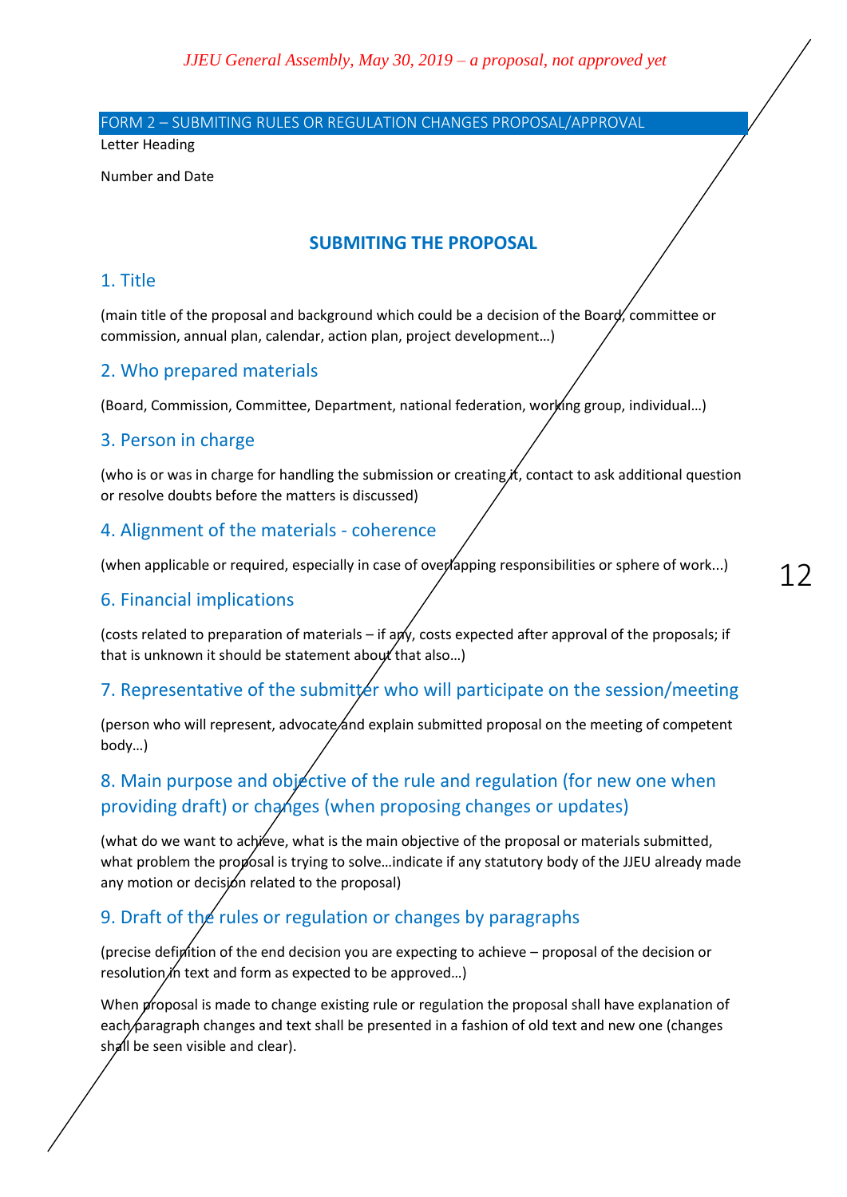*JJEU General Assembly, May 30, 2019 – a proposal, not approved yet*

FORM 2 – SUBMITING RULES OR REGULATION CHANGES PROPOSAL/APPROVAL

Letter Heading

Number and Date

## SUBMITING THE PROPOSAL

### 1. Title

(main title of the proposal and background which could be a decision of the Board, committee or commission, annual plan, calendar, action plan, project development…)

### 2. Who prepared materials

(Board, Commission, Committee, Department, national federation, working group, individual…)

### 3. Person in charge

(who is or was in charge for handling the submission or creating it, contact to ask additional question or resolve doubts before the matters is discussed)

### 4. Alignment of the materials - coherence

(when applicable or required, especially in case of overlapping responsibilities or sphere of work...)

### 6. Financial implications

(costs related to preparation of materials – if any, costs expected after approval of the proposals; if that is unknown it should be statement about that also…)

### 7. Representative of the submitter who will participate on the session/meeting

(person who will represent, advocate and explain submitted proposal on the meeting of competent body…)

### 8. Main purpose and objective of the rule and regulation (for new one when providing draft) or changes (when proposing changes or updates)

(what do we want to achieve, what is the main objective of the proposal or materials submitted, what problem the proposal is trying to solve…indicate if any statutory body of the JJEU already made any motion or decision related to the proposal)

### 9. Draft of the rules or regulation or changes by paragraphs

(precise definition of the end decision you are expecting to achieve – proposal of the decision or resolution in text and form as expected to be approved…)

When proposal is made to change existing rule or regulation the proposal shall have explanation of each paragraph changes and text shall be presented in a fashion of old text and new one (changes shall be seen visible and clear).